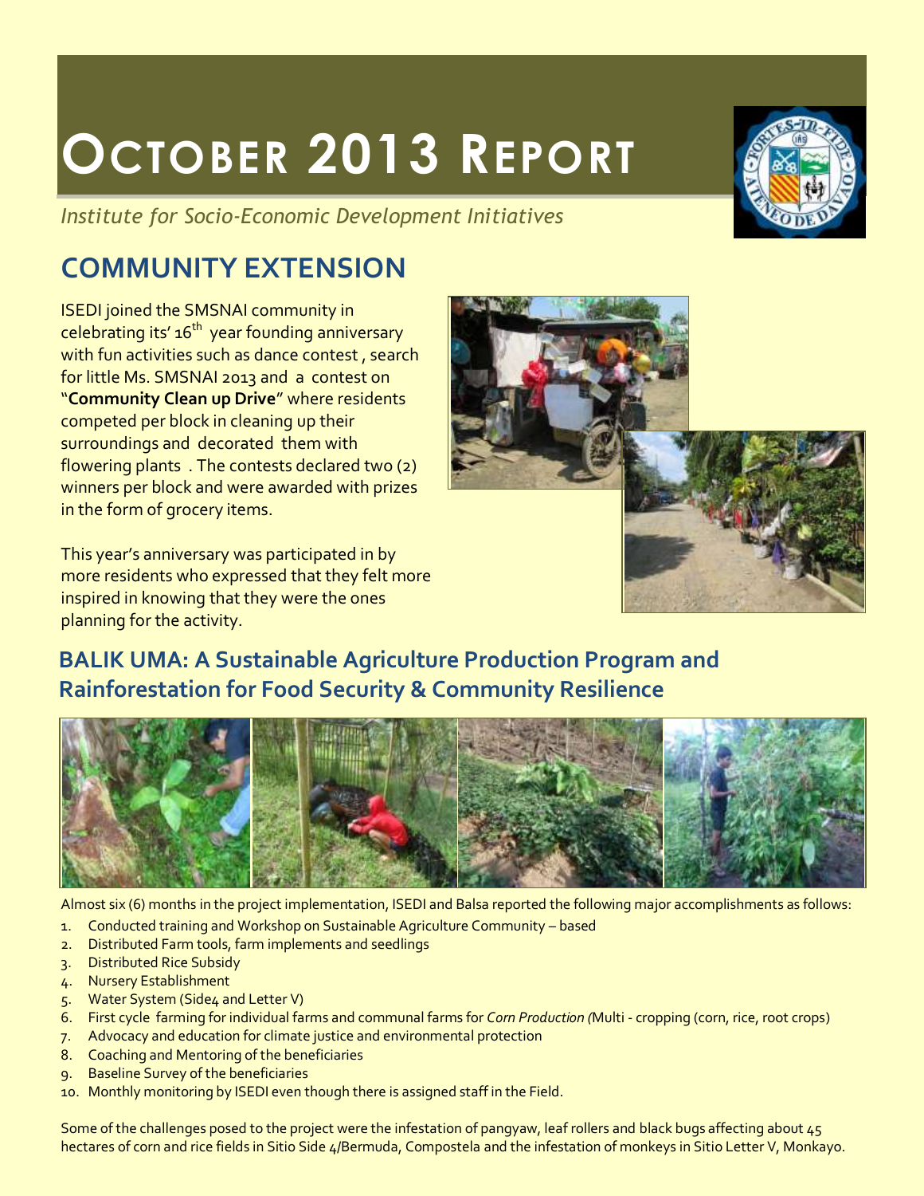# OCTOBER 2013 REPORT

*Institute for Socio-Economic Development Initiatives*

## COMMUNITY EXTENSION

ISEDI joined the SMSNAI community in celebrating its' 16th year founding anniversary with fun activities such as dance contest , search for little Ms. SMSNAI 2013 and a contest on "**Community Clean up Drive**" where residents competed per block in cleaning up their surroundings and decorated them with flowering plants . The contests declared two (2) winners per block and were awarded with prizes in the form of grocery items.

This year's anniversary was participated in by more residents who expressed that they felt more inspired in knowing that they were the ones planning for the activity.

## BALIK UMA: A Sustainable Agriculture Production Program and Rainforestation for Food Security & Community Resilience

Almost six (6) months in the project implementation, ISEDI and Balsa reported the following major accomplishments as follows:

1. Conducted training and Workshop on Sustainable Agriculture Community – based
2. Distributed Farm tools, farm implements and seedlings
3. Distributed Rice Subsidy
4. Nursery Establishment
5. Water System (Side4 and Letter V)
6. First cycle farming for individual farms and communal farms for *Corn Production (*Multi - cropping (corn, rice, root crops)
7. Advocacy and education for climate justice and environmental protection
8. Coaching and Mentoring of the beneficiaries
9. Baseline Survey of the beneficiaries
10. Monthly monitoring by ISEDI even though there is assigned staff in the Field.

Some of the challenges posed to the project were the infestation of pangyaw, leaf rollers and black bugs affecting about 45 hectares of corn and rice fields in Sitio Side 4/Bermuda, Compostela and the infestation of monkeys in Sitio Letter V, Monkayo.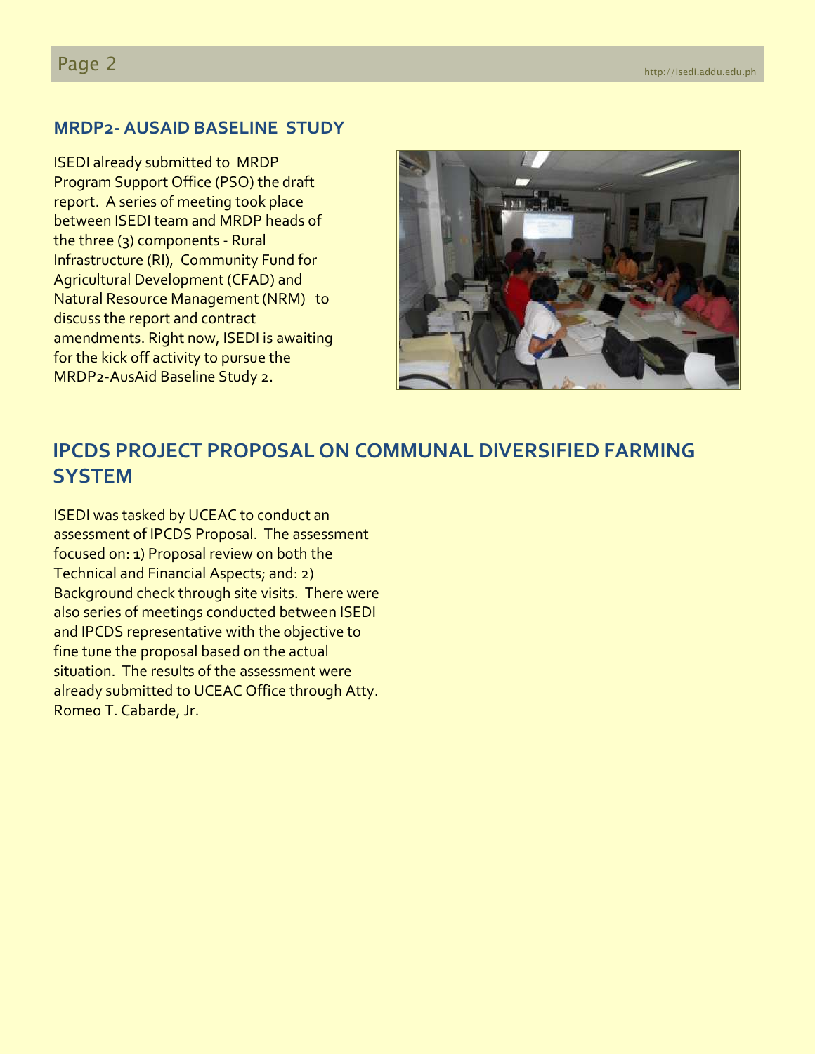## MRDP2- AUSAID BASELINE STUDY

ISEDI already submitted to MRDP Program Support Office (PSO) the draft report. A series of meeting took place between ISEDI team and MRDP heads of the three (3) components - Rural Infrastructure (RI), Community Fund for Agricultural Development (CFAD) and Natural Resource Management (NRM) to discuss the report and contract amendments. Right now, ISEDI is awaiting for the kick off activity to pursue the MRDP2-AusAid Baseline Study 2.

## IPCDS PROJECT PROPOSAL ON COMMUNAL DIVERSIFIED FARMING SYSTEM

ISEDI was tasked by UCEAC to conduct an assessment of IPCDS Proposal. The assessment focused on: 1) Proposal review on both the Technical and Financial Aspects; and: 2) Background check through site visits. There were also series of meetings conducted between ISEDI and IPCDS representative with the objective to fine tune the proposal based on the actual situation. The results of the assessment were already submitted to UCEAC Office through Atty. Romeo T. Cabarde, Jr.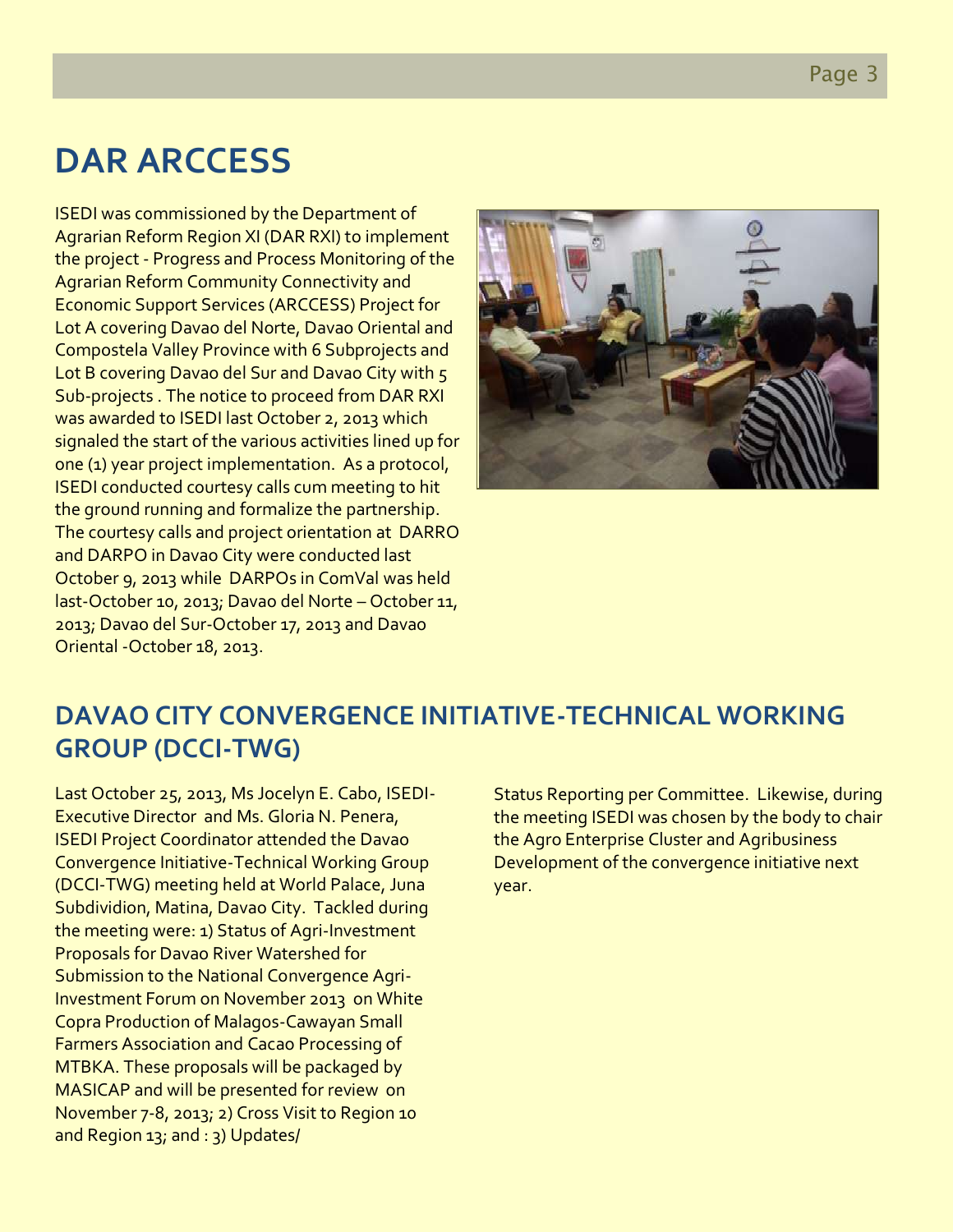# DAR ARCCESS

ISEDI was commissioned by the Department of Agrarian Reform Region XI (DAR RXI) to implement the project - Progress and Process Monitoring of the Agrarian Reform Community Connectivity and Economic Support Services (ARCCESS) Project for Lot A covering Davao del Norte, Davao Oriental and Compostela Valley Province with 6 Subprojects and Lot B covering Davao del Sur and Davao City with 5 Sub-projects . The notice to proceed from DAR RXI was awarded to ISEDI last October 2, 2013 which signaled the start of the various activities lined up for one (1) year project implementation. As a protocol, ISEDI conducted courtesy calls cum meeting to hit the ground running and formalize the partnership. The courtesy calls and project orientation at DARRO and DARPO in Davao City were conducted last October 9, 2013 while DARPOs in ComVal was held last-October 10, 2013; Davao del Norte – October 11, 2013; Davao del Sur-October 17, 2013 and Davao Oriental -October 18, 2013.

## DAVAO CITY CONVERGENCE INITIATIVE-TECHNICAL WORKING GROUP (DCCI-TWG)

Last October 25, 2013, Ms Jocelyn E. Cabo, ISEDI-Executive Director and Ms. Gloria N. Penera, ISEDI Project Coordinator attended the Davao Convergence Initiative-Technical Working Group (DCCI-TWG) meeting held at World Palace, Juna Subdividion, Matina, Davao City. Tackled during the meeting were: 1) Status of Agri-Investment Proposals for Davao River Watershed for Submission to the National Convergence Agri-Investment Forum on November 2013 on White Copra Production of Malagos-Cawayan Small Farmers Association and Cacao Processing of MTBKA. These proposals will be packaged by MASICAP and will be presented for review on November 7-8, 2013; 2) Cross Visit to Region 10 and Region 13; and : 3) Updates/ Status Reporting per Committee. Likewise, during the meeting ISEDI was chosen by the body to chair the Agro Enterprise Cluster and Agribusiness Development of the convergence initiative next year.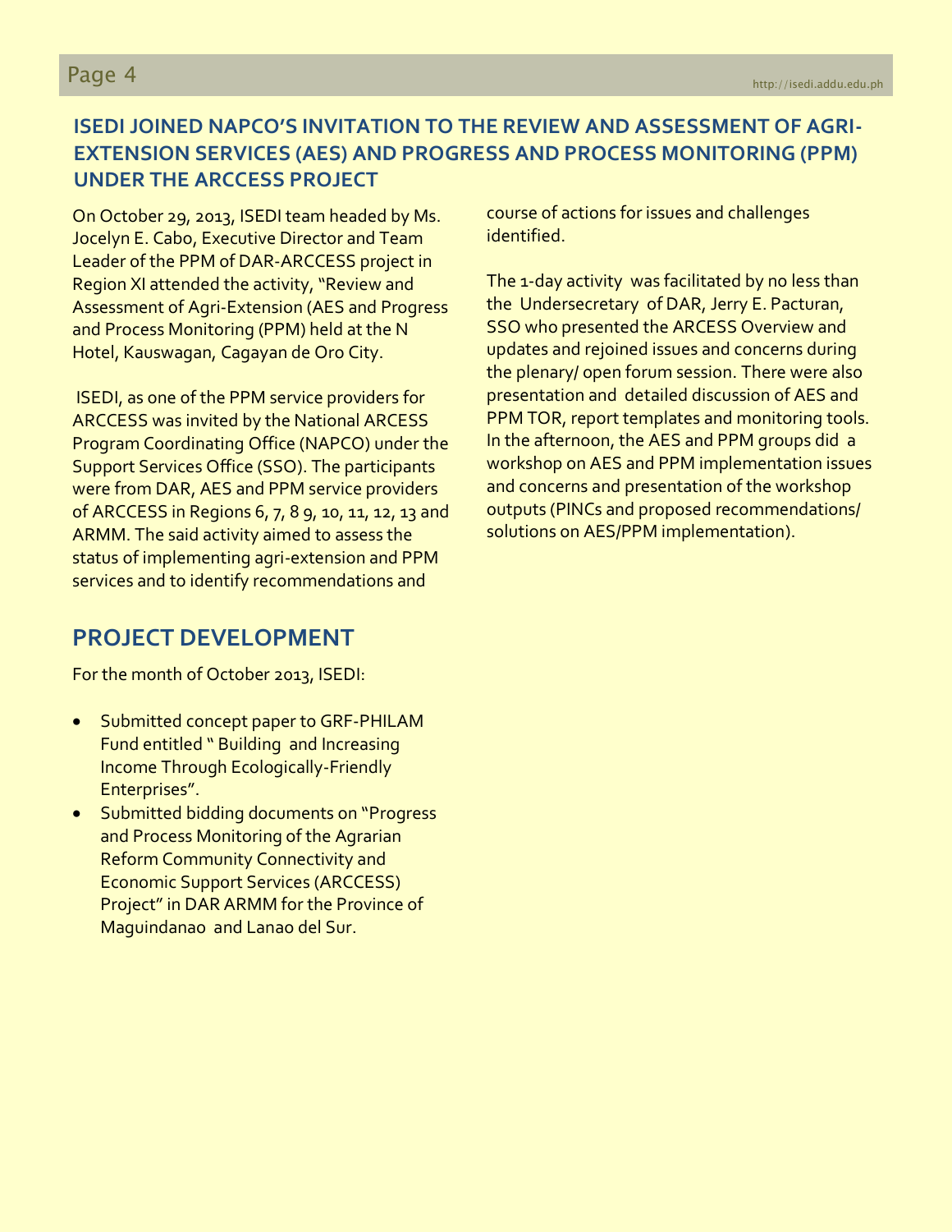## ISEDI JOINED NAPCO'S INVITATION TO THE REVIEW AND ASSESSMENT OF AGRI-EXTENSION SERVICES (AES) AND PROGRESS AND PROCESS MONITORING (PPM) UNDER THE ARCCESS PROJECT

On October 29, 2013, ISEDI team headed by Ms. Jocelyn E. Cabo, Executive Director and Team Leader of the PPM of DAR-ARCCESS project in Region XI attended the activity, "Review and Assessment of Agri-Extension (AES and Progress and Process Monitoring (PPM) held at the N Hotel, Kauswagan, Cagayan de Oro City.

ISEDI, as one of the PPM service providers for ARCCESS was invited by the National ARCESS Program Coordinating Office (NAPCO) under the Support Services Office (SSO). The participants were from DAR, AES and PPM service providers of ARCCESS in Regions 6, 7, 8 9, 10, 11, 12, 13 and ARMM. The said activity aimed to assess the status of implementing agri-extension and PPM services and to identify recommendations and course of actions for issues and challenges identified.

The 1-day activity was facilitated by no less than the Undersecretary of DAR, Jerry E. Pacturan, SSO who presented the ARCESS Overview and updates and rejoined issues and concerns during the plenary/ open forum session. There were also presentation and detailed discussion of AES and PPM TOR, report templates and monitoring tools. In the afternoon, the AES and PPM groups did a workshop on AES and PPM implementation issues and concerns and presentation of the workshop outputs (PINCs and proposed recommendations/ solutions on AES/PPM implementation).

## PROJECT DEVELOPMENT

For the month of October 2013, ISEDI:

- Submitted concept paper to GRF-PHILAM Fund entitled " Building and Increasing Income Through Ecologically-Friendly Enterprises".
- Submitted bidding documents on "Progress and Process Monitoring of the Agrarian Reform Community Connectivity and Economic Support Services (ARCCESS) Project" in DAR ARMM for the Province of Maguindanao and Lanao del Sur.